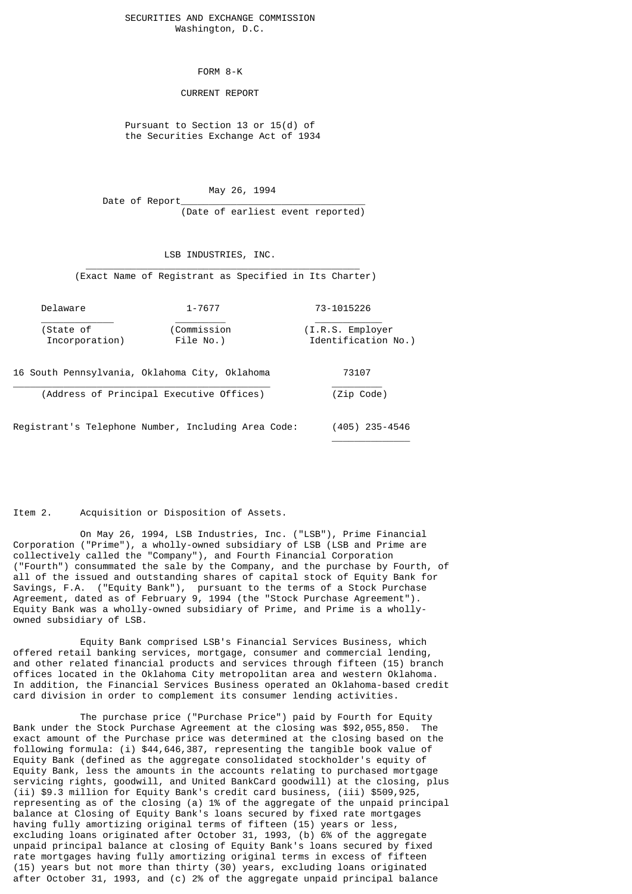SECURITIES AND EXCHANGE COMMISSION
Washington, D.C.

FORM 8-K

CURRENT REPORT

Pursuant to Section 13 or 15(d) of
the Securities Exchange Act of 1934

Date of Report May 26, 1994
(Date of earliest event reported)

LSB INDUSTRIES, INC.
(Exact Name of Registrant as Specified in Its Charter)

| Delaware | 1-7677 | 73-1015226 |
|---|---|---|
| (State of Incorporation) | (Commission File No.) | (I.R.S. Employer Identification No.) |

| 16 South Pennsylvania, Oklahoma City, Oklahoma | 73107 |
|---|---|
| (Address of Principal Executive Offices) | (Zip Code) |

Registrant's Telephone Number, Including Area Code: (405) 235-4546

Item 2. Acquisition or Disposition of Assets.

On May 26, 1994, LSB Industries, Inc. ("LSB"), Prime Financial Corporation ("Prime"), a wholly-owned subsidiary of LSB (LSB and Prime are collectively called the "Company"), and Fourth Financial Corporation ("Fourth") consummated the sale by the Company, and the purchase by Fourth, of all of the issued and outstanding shares of capital stock of Equity Bank for Savings, F.A. ("Equity Bank"), pursuant to the terms of a Stock Purchase Agreement, dated as of February 9, 1994 (the "Stock Purchase Agreement"). Equity Bank was a wholly-owned subsidiary of Prime, and Prime is a wholly-owned subsidiary of LSB.

Equity Bank comprised LSB's Financial Services Business, which offered retail banking services, mortgage, consumer and commercial lending, and other related financial products and services through fifteen (15) branch offices located in the Oklahoma City metropolitan area and western Oklahoma. In addition, the Financial Services Business operated an Oklahoma-based credit card division in order to complement its consumer lending activities.

The purchase price ("Purchase Price") paid by Fourth for Equity Bank under the Stock Purchase Agreement at the closing was $92,055,850. The exact amount of the Purchase price was determined at the closing based on the following formula: (i) $44,646,387, representing the tangible book value of Equity Bank (defined as the aggregate consolidated stockholder's equity of Equity Bank, less the amounts in the accounts relating to purchased mortgage servicing rights, goodwill, and United BankCard goodwill) at the closing, plus (ii) $9.3 million for Equity Bank's credit card business, (iii) $509,925, representing as of the closing (a) 1% of the aggregate of the unpaid principal balance at Closing of Equity Bank's loans secured by fixed rate mortgages having fully amortizing original terms of fifteen (15) years or less, excluding loans originated after October 31, 1993, (b) 6% of the aggregate unpaid principal balance at closing of Equity Bank's loans secured by fixed rate mortgages having fully amortizing original terms in excess of fifteen (15) years but not more than thirty (30) years, excluding loans originated after October 31, 1993, and (c) 2% of the aggregate unpaid principal balance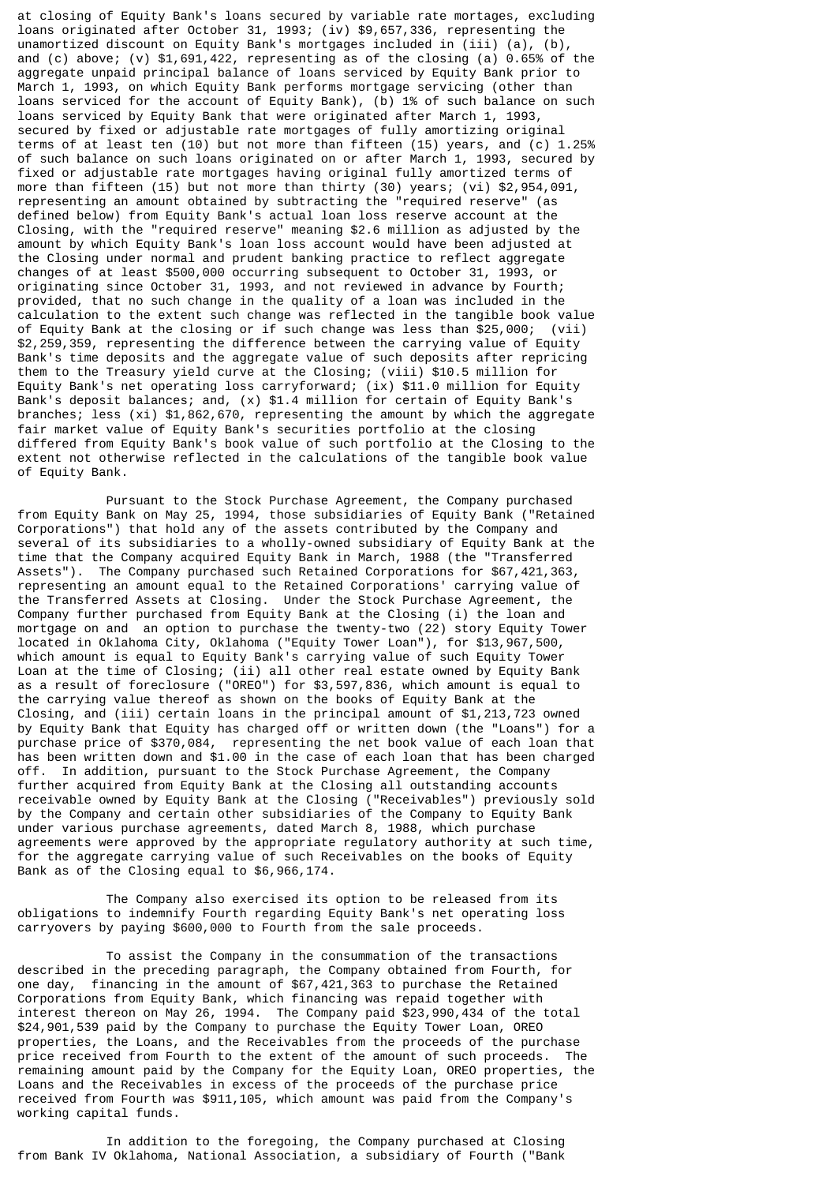at closing of Equity Bank's loans secured by variable rate mortages, excluding loans originated after October 31, 1993; (iv) $9,657,336, representing the unamortized discount on Equity Bank's mortgages included in (iii) (a), (b), and (c) above; (v) $1,691,422, representing as of the closing (a) 0.65% of the aggregate unpaid principal balance of loans serviced by Equity Bank prior to March 1, 1993, on which Equity Bank performs mortgage servicing (other than loans serviced for the account of Equity Bank), (b) 1% of such balance on such loans serviced by Equity Bank that were originated after March 1, 1993, secured by fixed or adjustable rate mortgages of fully amortizing original terms of at least ten (10) but not more than fifteen (15) years, and (c) 1.25% of such balance on such loans originated on or after March 1, 1993, secured by fixed or adjustable rate mortgages having original fully amortized terms of more than fifteen (15) but not more than thirty (30) years; (vi) $2,954,091, representing an amount obtained by subtracting the "required reserve" (as defined below) from Equity Bank's actual loan loss reserve account at the Closing, with the "required reserve" meaning $2.6 million as adjusted by the amount by which Equity Bank's loan loss account would have been adjusted at the Closing under normal and prudent banking practice to reflect aggregate changes of at least $500,000 occurring subsequent to October 31, 1993, or originating since October 31, 1993, and not reviewed in advance by Fourth; provided, that no such change in the quality of a loan was included in the calculation to the extent such change was reflected in the tangible book value of Equity Bank at the closing or if such change was less than $25,000; (vii) $2,259,359, representing the difference between the carrying value of Equity Bank's time deposits and the aggregate value of such deposits after repricing them to the Treasury yield curve at the Closing; (viii) $10.5 million for Equity Bank's net operating loss carryforward; (ix) $11.0 million for Equity Bank's deposit balances; and, (x) $1.4 million for certain of Equity Bank's branches; less (xi) $1,862,670, representing the amount by which the aggregate fair market value of Equity Bank's securities portfolio at the closing differed from Equity Bank's book value of such portfolio at the Closing to the extent not otherwise reflected in the calculations of the tangible book value of Equity Bank.

Pursuant to the Stock Purchase Agreement, the Company purchased from Equity Bank on May 25, 1994, those subsidiaries of Equity Bank ("Retained Corporations") that hold any of the assets contributed by the Company and several of its subsidiaries to a wholly-owned subsidiary of Equity Bank at the time that the Company acquired Equity Bank in March, 1988 (the "Transferred Assets"). The Company purchased such Retained Corporations for $67,421,363, representing an amount equal to the Retained Corporations' carrying value of the Transferred Assets at Closing. Under the Stock Purchase Agreement, the Company further purchased from Equity Bank at the Closing (i) the loan and mortgage on and an option to purchase the twenty-two (22) story Equity Tower located in Oklahoma City, Oklahoma ("Equity Tower Loan"), for $13,967,500, which amount is equal to Equity Bank's carrying value of such Equity Tower Loan at the time of Closing; (ii) all other real estate owned by Equity Bank as a result of foreclosure ("OREO") for $3,597,836, which amount is equal to the carrying value thereof as shown on the books of Equity Bank at the Closing, and (iii) certain loans in the principal amount of $1,213,723 owned by Equity Bank that Equity has charged off or written down (the "Loans") for a purchase price of $370,084, representing the net book value of each loan that has been written down and $1.00 in the case of each loan that has been charged off. In addition, pursuant to the Stock Purchase Agreement, the Company further acquired from Equity Bank at the Closing all outstanding accounts receivable owned by Equity Bank at the Closing ("Receivables") previously sold by the Company and certain other subsidiaries of the Company to Equity Bank under various purchase agreements, dated March 8, 1988, which purchase agreements were approved by the appropriate regulatory authority at such time, for the aggregate carrying value of such Receivables on the books of Equity Bank as of the Closing equal to $6,966,174.

The Company also exercised its option to be released from its obligations to indemnify Fourth regarding Equity Bank's net operating loss carryovers by paying $600,000 to Fourth from the sale proceeds.

To assist the Company in the consummation of the transactions described in the preceding paragraph, the Company obtained from Fourth, for one day, financing in the amount of $67,421,363 to purchase the Retained Corporations from Equity Bank, which financing was repaid together with interest thereon on May 26, 1994. The Company paid $23,990,434 of the total $24,901,539 paid by the Company to purchase the Equity Tower Loan, OREO properties, the Loans, and the Receivables from the proceeds of the purchase price received from Fourth to the extent of the amount of such proceeds. The remaining amount paid by the Company for the Equity Loan, OREO properties, the Loans and the Receivables in excess of the proceeds of the purchase price received from Fourth was $911,105, which amount was paid from the Company's working capital funds.

In addition to the foregoing, the Company purchased at Closing from Bank IV Oklahoma, National Association, a subsidiary of Fourth ("Bank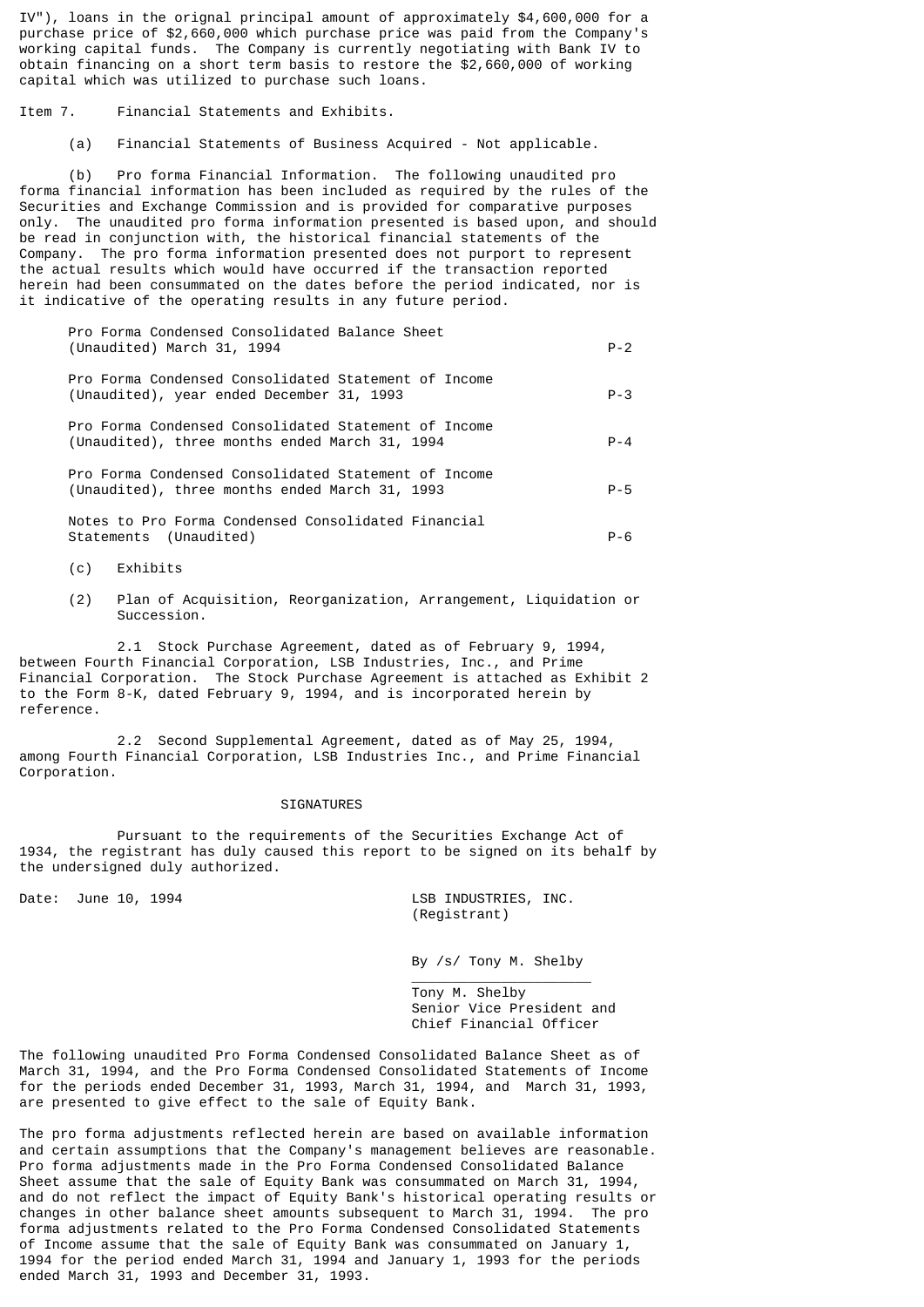IV"), loans in the orignal principal amount of approximately $4,600,000 for a purchase price of $2,660,000 which purchase price was paid from the Company's working capital funds. The Company is currently negotiating with Bank IV to obtain financing on a short term basis to restore the $2,660,000 of working capital which was utilized to purchase such loans.

Item 7. Financial Statements and Exhibits.

(a) Financial Statements of Business Acquired - Not applicable.

(b) Pro forma Financial Information. The following unaudited pro forma financial information has been included as required by the rules of the Securities and Exchange Commission and is provided for comparative purposes only. The unaudited pro forma information presented is based upon, and should be read in conjunction with, the historical financial statements of the Company. The pro forma information presented does not purport to represent the actual results which would have occurred if the transaction reported herein had been consummated on the dates before the period indicated, nor is it indicative of the operating results in any future period.

| | |
|---|---|
| Pro Forma Condensed Consolidated Balance Sheet (Unaudited) March 31, 1994 | P-2 |
| Pro Forma Condensed Consolidated Statement of Income (Unaudited), year ended December 31, 1993 | P-3 |
| Pro Forma Condensed Consolidated Statement of Income (Unaudited), three months ended March 31, 1994 | P-4 |
| Pro Forma Condensed Consolidated Statement of Income (Unaudited), three months ended March 31, 1993 | P-5 |
| Notes to Pro Forma Condensed Consolidated Financial Statements (Unaudited) | P-6 |

(c) Exhibits

(2) Plan of Acquisition, Reorganization, Arrangement, Liquidation or Succession.

2.1 Stock Purchase Agreement, dated as of February 9, 1994, between Fourth Financial Corporation, LSB Industries, Inc., and Prime Financial Corporation. The Stock Purchase Agreement is attached as Exhibit 2 to the Form 8-K, dated February 9, 1994, and is incorporated herein by reference.

2.2 Second Supplemental Agreement, dated as of May 25, 1994, among Fourth Financial Corporation, LSB Industries Inc., and Prime Financial Corporation.

## SIGNATURES

Pursuant to the requirements of the Securities Exchange Act of 1934, the registrant has duly caused this report to be signed on its behalf by the undersigned duly authorized.

Date: June 10, 1994

LSB INDUSTRIES, INC.
(Registrant)

By /s/ Tony M. Shelby

Tony M. Shelby
Senior Vice President and
Chief Financial Officer

The following unaudited Pro Forma Condensed Consolidated Balance Sheet as of March 31, 1994, and the Pro Forma Condensed Consolidated Statements of Income for the periods ended December 31, 1993, March 31, 1994, and March 31, 1993, are presented to give effect to the sale of Equity Bank.

The pro forma adjustments reflected herein are based on available information and certain assumptions that the Company's management believes are reasonable. Pro forma adjustments made in the Pro Forma Condensed Consolidated Balance Sheet assume that the sale of Equity Bank was consummated on March 31, 1994, and do not reflect the impact of Equity Bank's historical operating results or changes in other balance sheet amounts subsequent to March 31, 1994. The pro forma adjustments related to the Pro Forma Condensed Consolidated Statements of Income assume that the sale of Equity Bank was consummated on January 1, 1994 for the period ended March 31, 1994 and January 1, 1993 for the periods ended March 31, 1993 and December 31, 1993.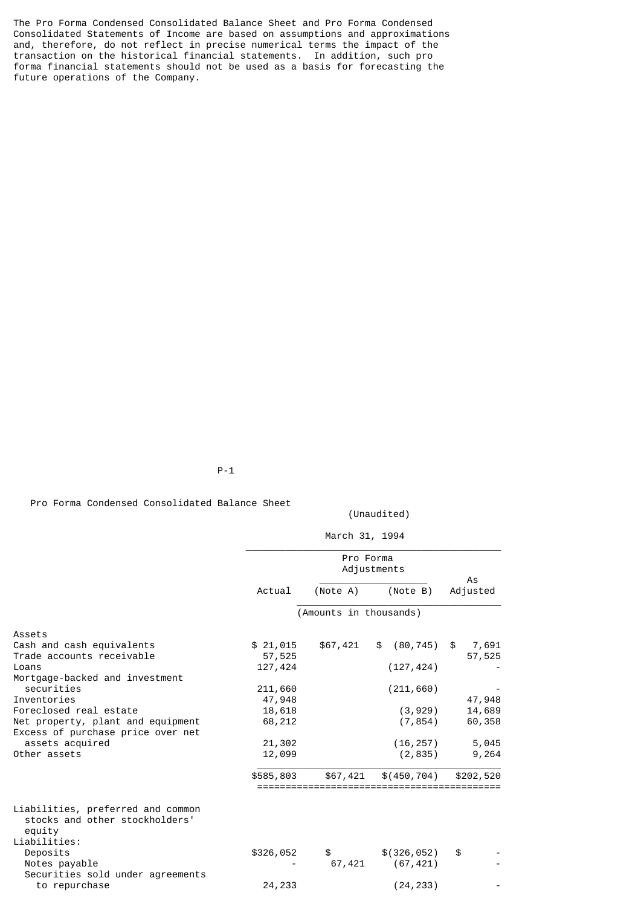The Pro Forma Condensed Consolidated Balance Sheet and Pro Forma Condensed Consolidated Statements of Income are based on assumptions and approximations and, therefore, do not reflect in precise numerical terms the impact of the transaction on the historical financial statements. In addition, such pro forma financial statements should not be used as a basis for forecasting the future operations of the Company.

## Pro Forma Condensed Consolidated Balance Sheet

(Unaudited)

March 31, 1994

| | Actual | Pro Forma Adjustments (Note A) | Pro Forma Adjustments (Note B) | As Adjusted |
|---|---|---|---|---|
| | (Amounts in thousands) | | | |
| **Assets** | | | | |
| Cash and cash equivalents | $ 21,015 | $67,421 | $ (80,745) | $ 7,691 |
| Trade accounts receivable | 57,525 | | | 57,525 |
| Loans | 127,424 | | (127,424) | - |
| Mortgage-backed and investment securities | 211,660 | | (211,660) | - |
| Inventories | 47,948 | | | 47,948 |
| Foreclosed real estate | 18,618 | | (3,929) | 14,689 |
| Net property, plant and equipment | 68,212 | | (7,854) | 60,358 |
| Excess of purchase price over net assets acquired | 21,302 | | (16,257) | 5,045 |
| Other assets | 12,099 | | (2,835) | 9,264 |
| | $585,803 | $67,421 | $(450,704) | $202,520 |
| **Liabilities, preferred and common stocks and other stockholders' equity** | | | | |
| Liabilities: | | | | |
| Deposits | $326,052 | $ | $(326,052) | $ - |
| Notes payable | - | 67,421 | (67,421) | - |
| Securities sold under agreements to repurchase | 24,233 | | (24,233) | - |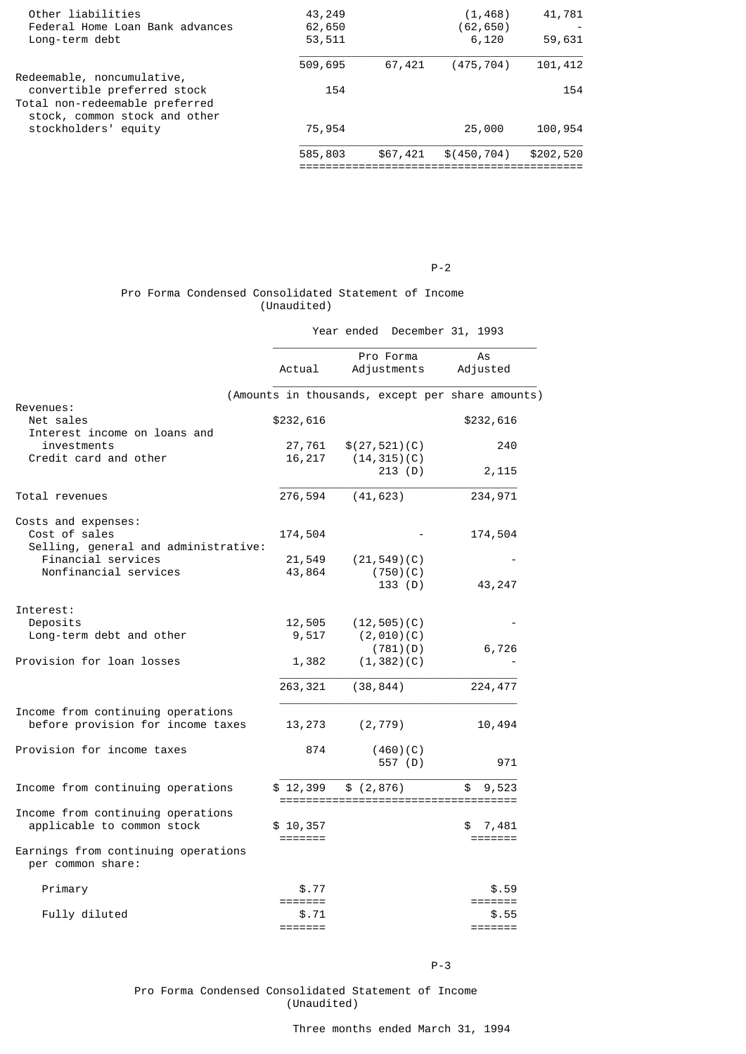| | | | | |
|---|---|---|---|---|
| Other liabilities | 43,249 | | (1,468) | 41,781 |
| Federal Home Loan Bank advances | 62,650 | | (62,650) | - |
| Long-term debt | 53,511 | | 6,120 | 59,631 |
| | 509,695 | 67,421 | (475,704) | 101,412 |
| Redeemable, noncumulative, convertible preferred stock | 154 | | | 154 |
| Total non-redeemable preferred stock, common stock and other stockholders' equity | 75,954 | | 25,000 | 100,954 |
| | 585,803 | $67,421 | $(450,704) | $202,520 |

Pro Forma Condensed Consolidated Statement of Income
(Unaudited)

| | Year ended December 31, 1993 | | |
|---|---|---|---|
| | Actual | Pro Forma Adjustments | As Adjusted |
| | (Amounts in thousands, except per share amounts) | | |
| Revenues: | | | |
| Net sales | $232,616 | | $232,616 |
| Interest income on loans and investments | 27,761 | $(27,521)(C) | 240 |
| Credit card and other | 16,217 | (14,315)(C)<br>213 (D) | 2,115 |
| Total revenues | 276,594 | (41,623) | 234,971 |
| Costs and expenses: | | | |
| Cost of sales | 174,504 | - | 174,504 |
| Selling, general and administrative: | | | |
| Financial services | 21,549 | (21,549)(C) | - |
| Nonfinancial services | 43,864 | (750)(C)<br>133 (D) | 43,247 |
| Interest: | | | |
| Deposits | 12,505 | (12,505)(C) | - |
| Long-term debt and other | 9,517 | (2,010)(C)<br>(781)(D) | 6,726 |
| Provision for loan losses | 1,382 | (1,382)(C) | - |
| | 263,321 | (38,844) | 224,477 |
| Income from continuing operations before provision for income taxes | 13,273 | (2,779) | 10,494 |
| Provision for income taxes | 874 | (460)(C)<br>557 (D) | 971 |
| Income from continuing operations | $ 12,399 | $ (2,876) | $ 9,523 |
| Income from continuing operations applicable to common stock | $ 10,357 | | $ 7,481 |
| Earnings from continuing operations per common share: | | | |
| Primary | $.77 | | $.59 |
| Fully diluted | $.71 | | $.55 |

Pro Forma Condensed Consolidated Statement of Income
(Unaudited)

Three months ended March 31, 1994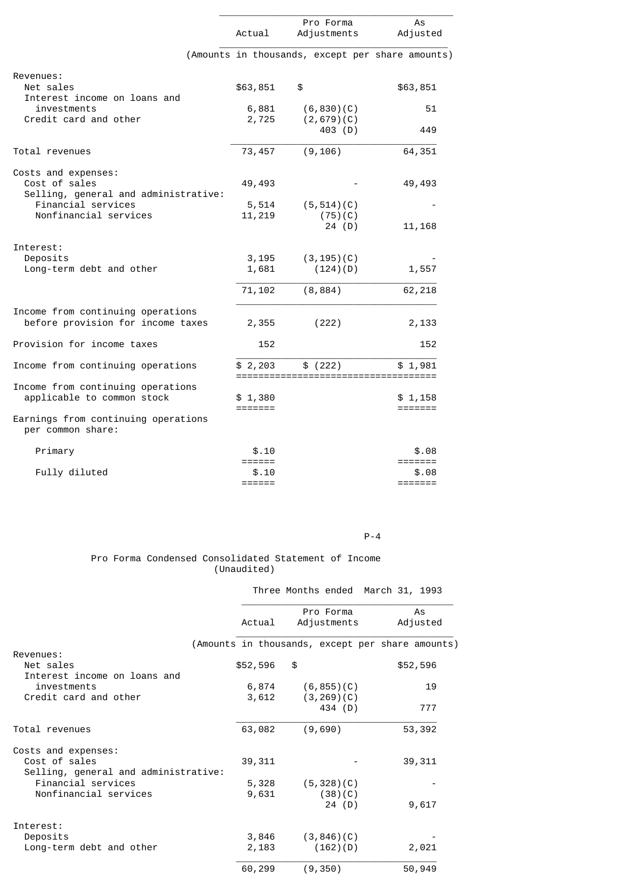| | Actual | Pro Forma Adjustments | As Adjusted |
|---|---|---|---|
| | (Amounts in thousands, except per share amounts) | | |
| Revenues: | | | |
| Net sales | $63,851 | $ | $63,851 |
| Interest income on loans and investments | 6,881 | (6,830)(C) | 51 |
| Credit card and other | 2,725 | (2,679)(C) 403 (D) | 449 |
| Total revenues | 73,457 | (9,106) | 64,351 |
| Costs and expenses: | | | |
| Cost of sales | 49,493 | - | 49,493 |
| Selling, general and administrative: | | | |
| Financial services | 5,514 | (5,514)(C) | - |
| Nonfinancial services | 11,219 | (75)(C) 24 (D) | 11,168 |
| Interest: | | | |
| Deposits | 3,195 | (3,195)(C) | - |
| Long-term debt and other | 1,681 | (124)(D) | 1,557 |
| | 71,102 | (8,884) | 62,218 |
| Income from continuing operations before provision for income taxes | 2,355 | (222) | 2,133 |
| Provision for income taxes | 152 | | 152 |
| Income from continuing operations | $ 2,203 | $ (222) | $ 1,981 |
| Income from continuing operations applicable to common stock | $ 1,380 | | $ 1,158 |
| Earnings from continuing operations per common share: | | | |
| Primary | $.10 | | $.08 |
| Fully diluted | $.10 | | $.08 |

Pro Forma Condensed Consolidated Statement of Income
(Unaudited)

| | Three Months ended March 31, 1993 | | |
|---|---|---|---|
| | Actual | Pro Forma Adjustments | As Adjusted |
| | (Amounts in thousands, except per share amounts) | | |
| Revenues: | | | |
| Net sales | $52,596 | $ | $52,596 |
| Interest income on loans and investments | 6,874 | (6,855)(C) | 19 |
| Credit card and other | 3,612 | (3,269)(C) 434 (D) | 777 |
| Total revenues | 63,082 | (9,690) | 53,392 |
| Costs and expenses: | | | |
| Cost of sales | 39,311 | - | 39,311 |
| Selling, general and administrative: | | | |
| Financial services | 5,328 | (5,328)(C) | - |
| Nonfinancial services | 9,631 | (38)(C) 24 (D) | 9,617 |
| Interest: | | | |
| Deposits | 3,846 | (3,846)(C) | - |
| Long-term debt and other | 2,183 | (162)(D) | 2,021 |
| | 60,299 | (9,350) | 50,949 |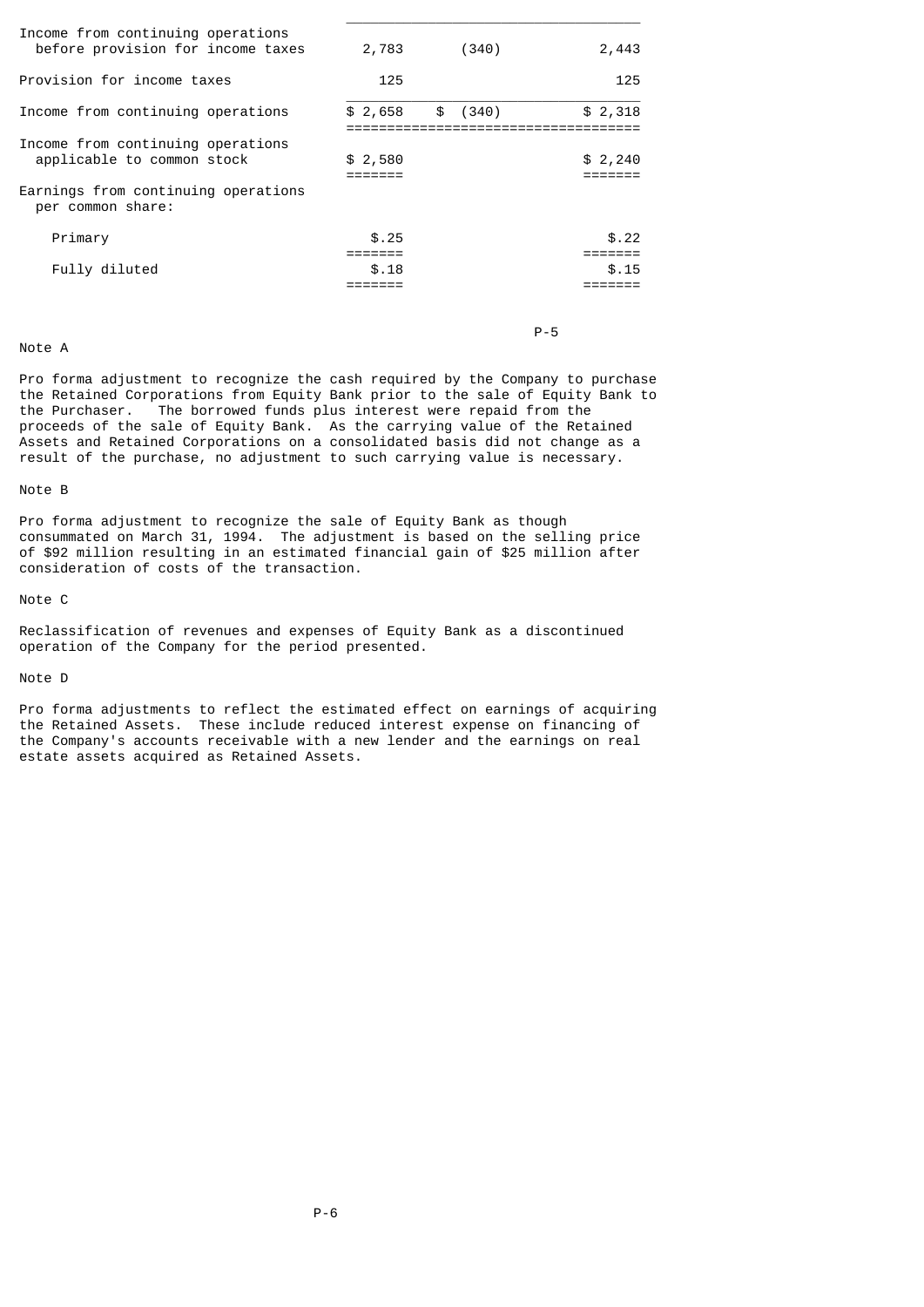| | | | |
|---|---|---|---|
| Income from continuing operations before provision for income taxes | 2,783 | (340) | 2,443 |
| Provision for income taxes | 125 | | 125 |
| Income from continuing operations | $ 2,658 | $ (340) | $ 2,318 |
| Income from continuing operations applicable to common stock | $ 2,580 | | $ 2,240 |
| Earnings from continuing operations per common share: | | | |
| Primary | $.25 | | $.22 |
| Fully diluted | $.18 | | $.15 |

Note A

Pro forma adjustment to recognize the cash required by the Company to purchase the Retained Corporations from Equity Bank prior to the sale of Equity Bank to the Purchaser. The borrowed funds plus interest were repaid from the proceeds of the sale of Equity Bank. As the carrying value of the Retained Assets and Retained Corporations on a consolidated basis did not change as a result of the purchase, no adjustment to such carrying value is necessary.

Note B

Pro forma adjustment to recognize the sale of Equity Bank as though consummated on March 31, 1994. The adjustment is based on the selling price of $92 million resulting in an estimated financial gain of $25 million after consideration of costs of the transaction.

Note C

Reclassification of revenues and expenses of Equity Bank as a discontinued operation of the Company for the period presented.

Note D

Pro forma adjustments to reflect the estimated effect on earnings of acquiring the Retained Assets. These include reduced interest expense on financing of the Company's accounts receivable with a new lender and the earnings on real estate assets acquired as Retained Assets.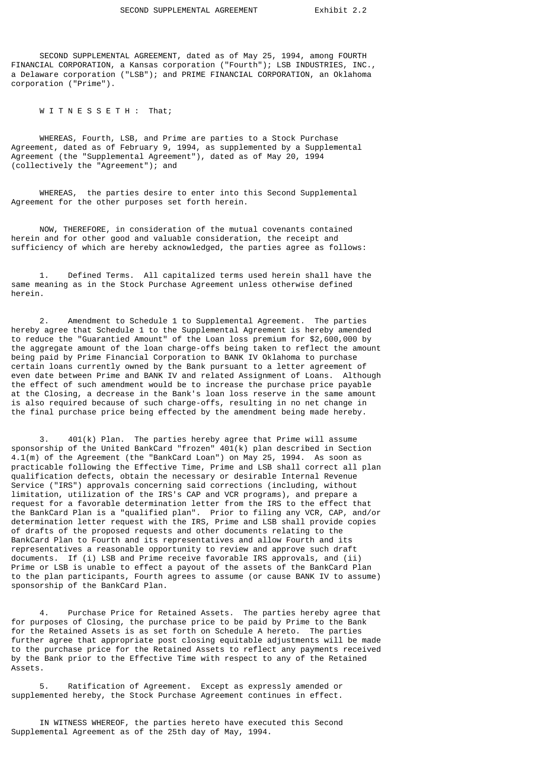SECOND SUPPLEMENTAL AGREEMENT Exhibit 2.2

SECOND SUPPLEMENTAL AGREEMENT, dated as of May 25, 1994, among FOURTH FINANCIAL CORPORATION, a Kansas corporation ("Fourth"); LSB INDUSTRIES, INC., a Delaware corporation ("LSB"); and PRIME FINANCIAL CORPORATION, an Oklahoma corporation ("Prime").

W I T N E S S E T H : That;

WHEREAS, Fourth, LSB, and Prime are parties to a Stock Purchase Agreement, dated as of February 9, 1994, as supplemented by a Supplemental Agreement (the "Supplemental Agreement"), dated as of May 20, 1994 (collectively the "Agreement"); and

WHEREAS, the parties desire to enter into this Second Supplemental Agreement for the other purposes set forth herein.

NOW, THEREFORE, in consideration of the mutual covenants contained herein and for other good and valuable consideration, the receipt and sufficiency of which are hereby acknowledged, the parties agree as follows:

1. Defined Terms. All capitalized terms used herein shall have the same meaning as in the Stock Purchase Agreement unless otherwise defined herein.

2. Amendment to Schedule 1 to Supplemental Agreement. The parties hereby agree that Schedule 1 to the Supplemental Agreement is hereby amended to reduce the "Guarantied Amount" of the Loan loss premium for $2,600,000 by the aggregate amount of the loan charge-offs being taken to reflect the amount being paid by Prime Financial Corporation to BANK IV Oklahoma to purchase certain loans currently owned by the Bank pursuant to a letter agreement of even date between Prime and BANK IV and related Assignment of Loans. Although the effect of such amendment would be to increase the purchase price payable at the Closing, a decrease in the Bank's loan loss reserve in the same amount is also required because of such charge-offs, resulting in no net change in the final purchase price being effected by the amendment being made hereby.

3. 401(k) Plan. The parties hereby agree that Prime will assume sponsorship of the United BankCard "frozen" 401(k) plan described in Section 4.1(m) of the Agreement (the "BankCard Loan") on May 25, 1994. As soon as practicable following the Effective Time, Prime and LSB shall correct all plan qualification defects, obtain the necessary or desirable Internal Revenue Service ("IRS") approvals concerning said corrections (including, without limitation, utilization of the IRS's CAP and VCR programs), and prepare a request for a favorable determination letter from the IRS to the effect that the BankCard Plan is a "qualified plan". Prior to filing any VCR, CAP, and/or determination letter request with the IRS, Prime and LSB shall provide copies of drafts of the proposed requests and other documents relating to the BankCard Plan to Fourth and its representatives and allow Fourth and its representatives a reasonable opportunity to review and approve such draft documents. If (i) LSB and Prime receive favorable IRS approvals, and (ii) Prime or LSB is unable to effect a payout of the assets of the BankCard Plan to the plan participants, Fourth agrees to assume (or cause BANK IV to assume) sponsorship of the BankCard Plan.

4. Purchase Price for Retained Assets. The parties hereby agree that for purposes of Closing, the purchase price to be paid by Prime to the Bank for the Retained Assets is as set forth on Schedule A hereto. The parties further agree that appropriate post closing equitable adjustments will be made to the purchase price for the Retained Assets to reflect any payments received by the Bank prior to the Effective Time with respect to any of the Retained Assets.

5. Ratification of Agreement. Except as expressly amended or supplemented hereby, the Stock Purchase Agreement continues in effect.

IN WITNESS WHEREOF, the parties hereto have executed this Second Supplemental Agreement as of the 25th day of May, 1994.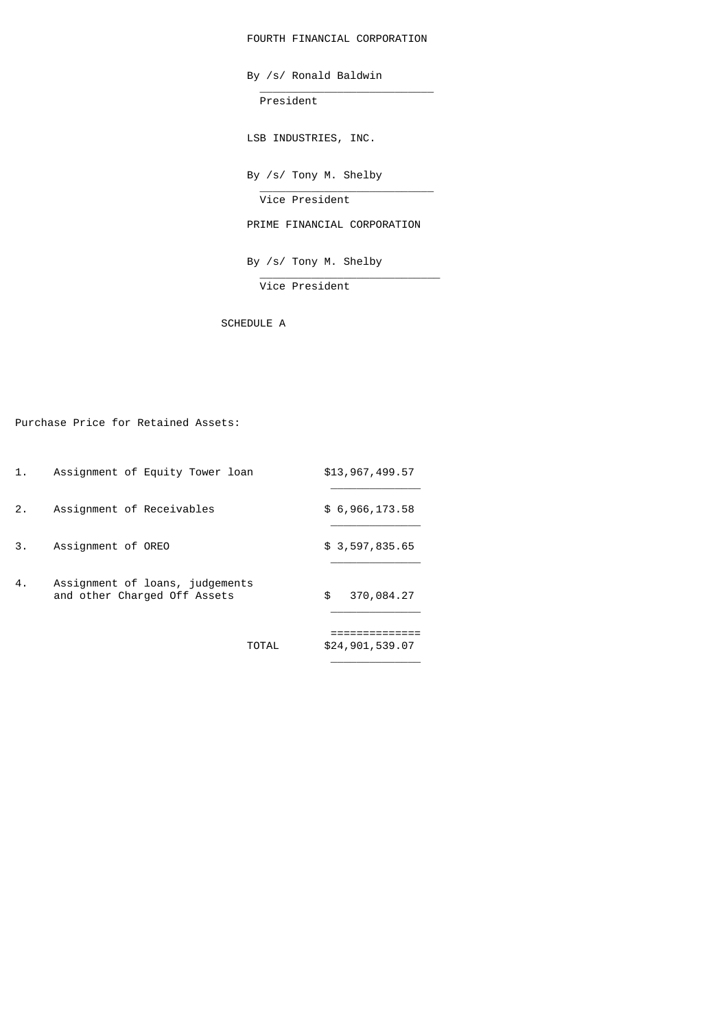FOURTH FINANCIAL CORPORATION

By /s/ Ronald Baldwin
President

LSB INDUSTRIES, INC.

By /s/ Tony M. Shelby
Vice President

PRIME FINANCIAL CORPORATION

By /s/ Tony M. Shelby
Vice President

SCHEDULE A

Purchase Price for Retained Assets:

| | | |
|---|---|---|
| 1. | Assignment of Equity Tower loan | $13,967,499.57 |
| 2. | Assignment of Receivables | $ 6,966,173.58 |
| 3. | Assignment of OREO | $ 3,597,835.65 |
| 4. | Assignment of loans, judgements and other Charged Off Assets | $ 370,084.27 |
| | TOTAL | $24,901,539.07 |